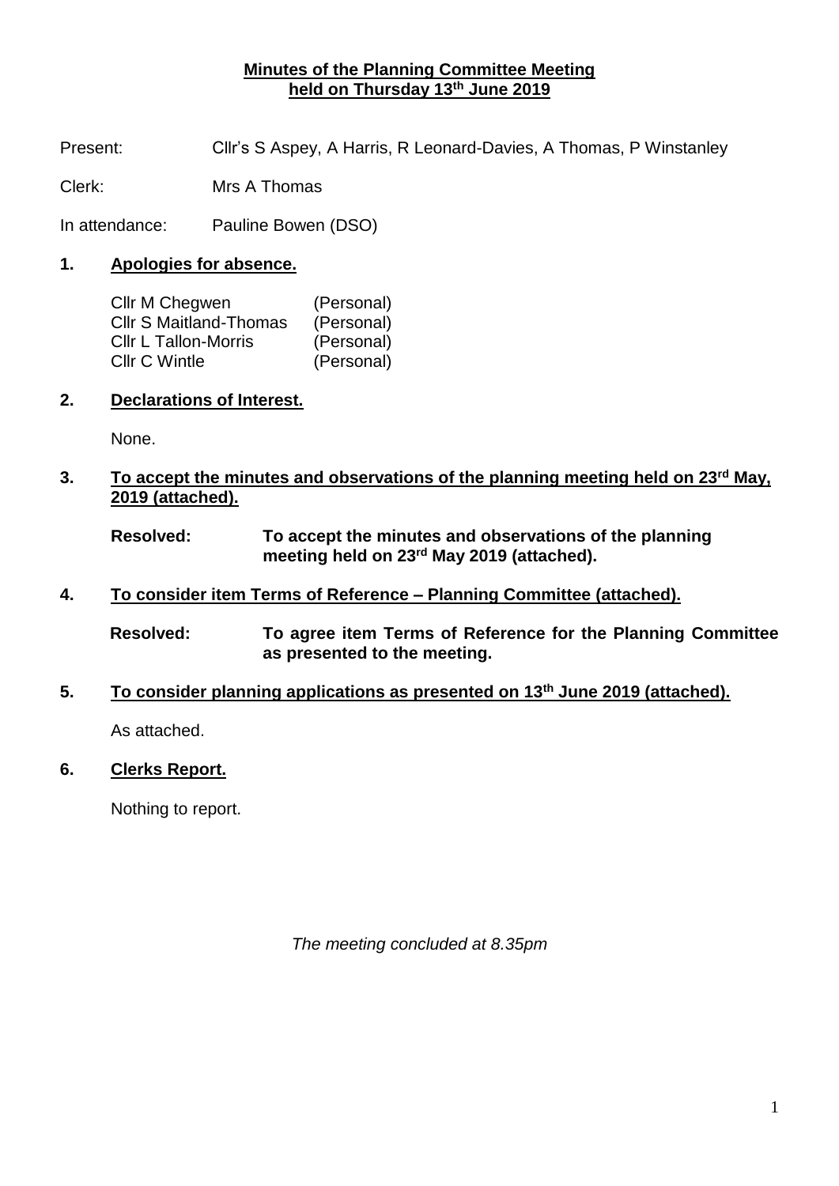# Minutes of the Planning Committee Meeting held on Thursday 13th June 2019

Present: Cllr's S Aspey, A Harris, R Leonard-Davies, A Thomas, P Winstanley

Clerk: Mrs A Thomas

In attendance: Pauline Bowen (DSO)

## 1. Apologies for absence.

| | |
|---|---|
| Cllr M Chegwen | (Personal) |
| Cllr S Maitland-Thomas | (Personal) |
| Cllr L Tallon-Morris | (Personal) |
| Cllr C Wintle | (Personal) |

## 2. Declarations of Interest.

None.

## 3. To accept the minutes and observations of the planning meeting held on 23rd May, 2019 (attached).

**Resolved: To accept the minutes and observations of the planning meeting held on 23rd May 2019 (attached).**

## 4. To consider item Terms of Reference – Planning Committee (attached).

**Resolved: To agree item Terms of Reference for the Planning Committee as presented to the meeting.**

## 5. To consider planning applications as presented on 13th June 2019 (attached).

As attached.

## 6. Clerks Report.

Nothing to report.

*The meeting concluded at 8.35pm*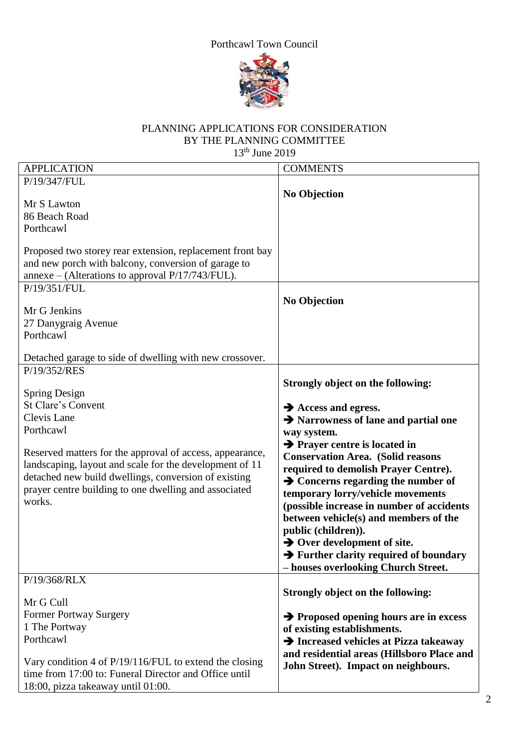Porthcawl Town Council

PLANNING APPLICATIONS FOR CONSIDERATION
BY THE PLANNING COMMITTEE
13th June 2019

| APPLICATION | COMMENTS |
| --- | --- |
| P/19/347/FUL<br><br>Mr S Lawton<br>86 Beach Road<br>Porthcawl<br><br>Proposed two storey rear extension, replacement front bay and new porch with balcony, conversion of garage to annexe – (Alterations to approval P/17/743/FUL). | **No Objection** |
| P/19/351/FUL<br><br>Mr G Jenkins<br>27 Danygraig Avenue<br>Porthcawl<br><br>Detached garage to side of dwelling with new crossover. | **No Objection** |
| P/19/352/RES<br><br>Spring Design<br>St Clare's Convent<br>Clevis Lane<br>Porthcawl<br><br>Reserved matters for the approval of access, appearance, landscaping, layout and scale for the development of 11 detached new build dwellings, conversion of existing prayer centre building to one dwelling and associated works. | **Strongly object on the following:**<br><br>**→ Access and egress.**<br>**→ Narrowness of lane and partial one way system.**<br>**→ Prayer centre is located in Conservation Area. (Solid reasons required to demolish Prayer Centre).**<br>**→ Concerns regarding the number of temporary lorry/vehicle movements (possible increase in number of accidents between vehicle(s) and members of the public (children)).**<br>**→ Over development of site.**<br>**→ Further clarity required of boundary – houses overlooking Church Street.** |
| P/19/368/RLX<br><br>Mr G Cull<br>Former Portway Surgery<br>1 The Portway<br>Porthcawl<br><br>Vary condition 4 of P/19/116/FUL to extend the closing time from 17:00 to: Funeral Director and Office until 18:00, pizza takeaway until 01:00. | **Strongly object on the following:**<br><br>**→ Proposed opening hours are in excess of existing establishments.**<br>**→ Increased vehicles at Pizza takeaway and residential areas (Hillsboro Place and John Street). Impact on neighbours.** |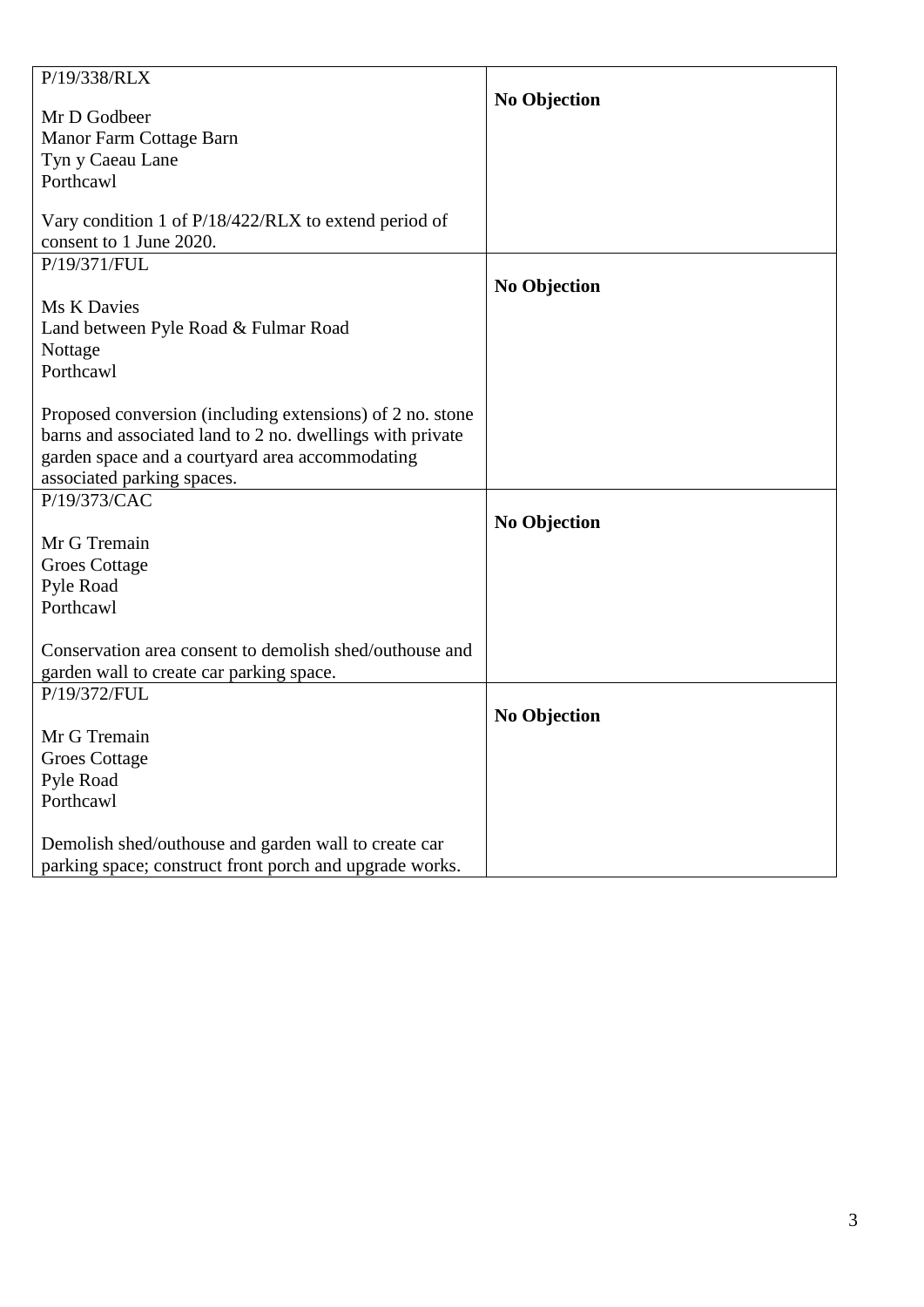| | |
|---|---|
| P/19/338/RLX<br><br>Mr D Godbeer<br>Manor Farm Cottage Barn<br>Tyn y Caeau Lane<br>Porthcawl<br><br>Vary condition 1 of P/18/422/RLX to extend period of consent to 1 June 2020. | **No Objection** |
| P/19/371/FUL<br><br>Ms K Davies<br>Land between Pyle Road & Fulmar Road<br>Nottage<br>Porthcawl<br><br>Proposed conversion (including extensions) of 2 no. stone barns and associated land to 2 no. dwellings with private garden space and a courtyard area accommodating associated parking spaces. | **No Objection** |
| P/19/373/CAC<br><br>Mr G Tremain<br>Groes Cottage<br>Pyle Road<br>Porthcawl<br><br>Conservation area consent to demolish shed/outhouse and garden wall to create car parking space. | **No Objection** |
| P/19/372/FUL<br><br>Mr G Tremain<br>Groes Cottage<br>Pyle Road<br>Porthcawl<br><br>Demolish shed/outhouse and garden wall to create car parking space; construct front porch and upgrade works. | **No Objection** |